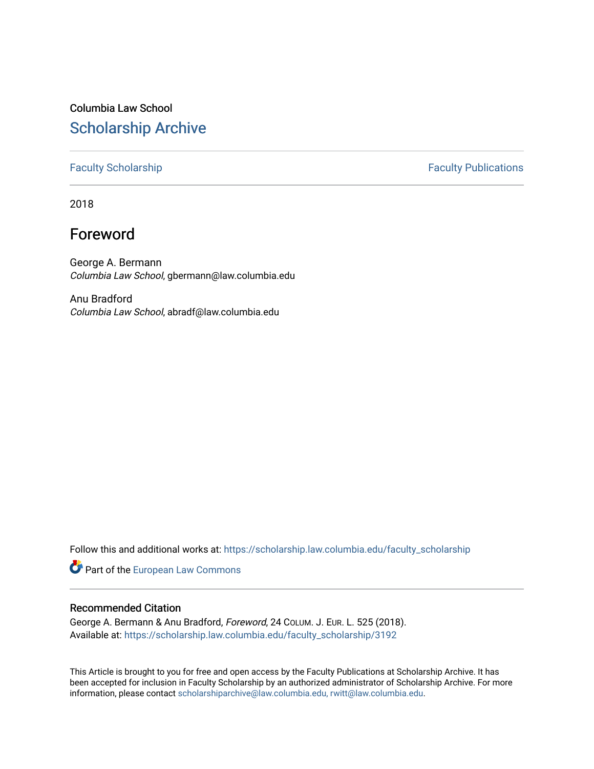Columbia Law School

# Scholarship Archive

Faculty Scholarship | Faculty Publications

2018

## Foreword

George A. Bermann
*Columbia Law School*, gbermann@law.columbia.edu

Anu Bradford
*Columbia Law School*, abradf@law.columbia.edu

Follow this and additional works at: https://scholarship.law.columbia.edu/faculty_scholarship

Part of the European Law Commons

### Recommended Citation

George A. Bermann & Anu Bradford, *Foreword*, 24 COLUM. J. EUR. L. 525 (2018).
Available at: https://scholarship.law.columbia.edu/faculty_scholarship/3192

This Article is brought to you for free and open access by the Faculty Publications at Scholarship Archive. It has been accepted for inclusion in Faculty Scholarship by an authorized administrator of Scholarship Archive. For more information, please contact scholarshiparchive@law.columbia.edu, rwitt@law.columbia.edu.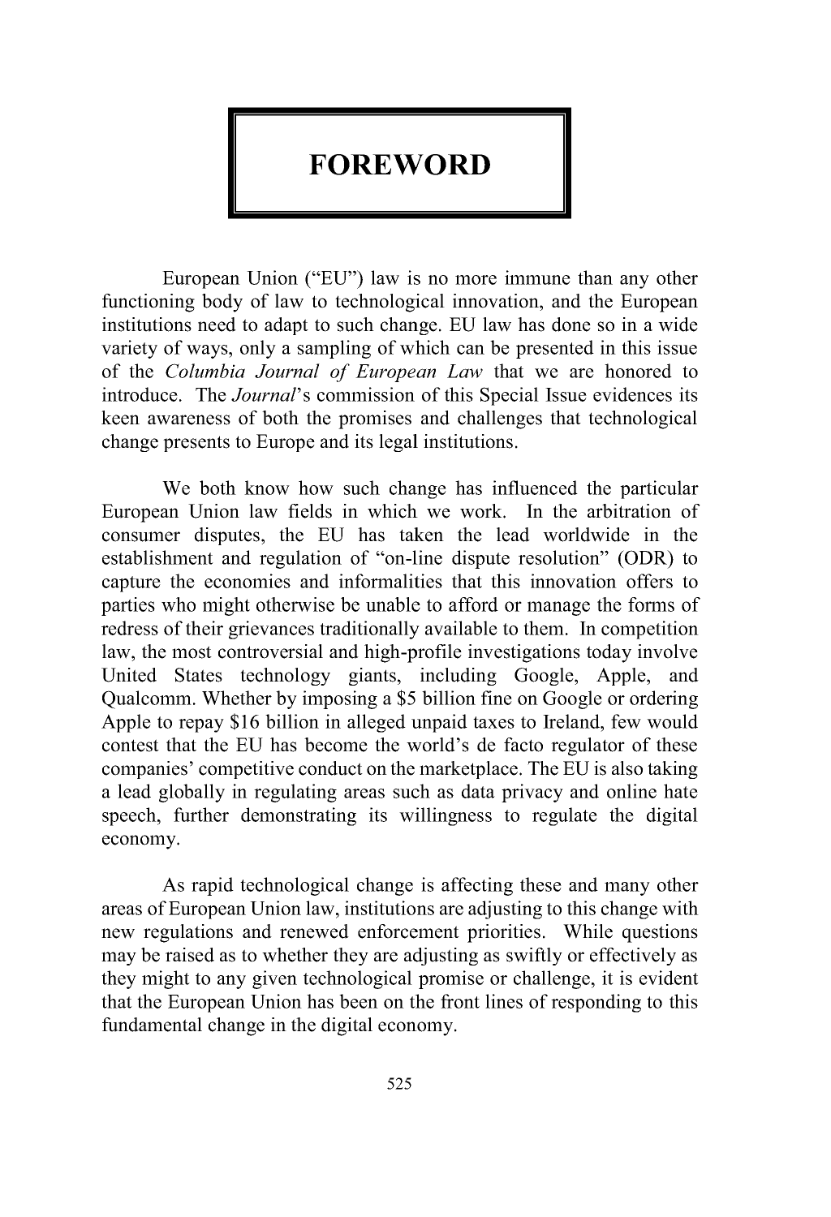# FOREWORD

European Union ("EU") law is no more immune than any other functioning body of law to technological innovation, and the European institutions need to adapt to such change. EU law has done so in a wide variety of ways, only a sampling of which can be presented in this issue of the *Columbia Journal of European Law* that we are honored to introduce. The *Journal*'s commission of this Special Issue evidences its keen awareness of both the promises and challenges that technological change presents to Europe and its legal institutions.

We both know how such change has influenced the particular European Union law fields in which we work. In the arbitration of consumer disputes, the EU has taken the lead worldwide in the establishment and regulation of "on-line dispute resolution" (ODR) to capture the economies and informalities that this innovation offers to parties who might otherwise be unable to afford or manage the forms of redress of their grievances traditionally available to them. In competition law, the most controversial and high-profile investigations today involve United States technology giants, including Google, Apple, and Qualcomm. Whether by imposing a $5 billion fine on Google or ordering Apple to repay $16 billion in alleged unpaid taxes to Ireland, few would contest that the EU has become the world's de facto regulator of these companies' competitive conduct on the marketplace. The EU is also taking a lead globally in regulating areas such as data privacy and online hate speech, further demonstrating its willingness to regulate the digital economy.

As rapid technological change is affecting these and many other areas of European Union law, institutions are adjusting to this change with new regulations and renewed enforcement priorities. While questions may be raised as to whether they are adjusting as swiftly or effectively as they might to any given technological promise or challenge, it is evident that the European Union has been on the front lines of responding to this fundamental change in the digital economy.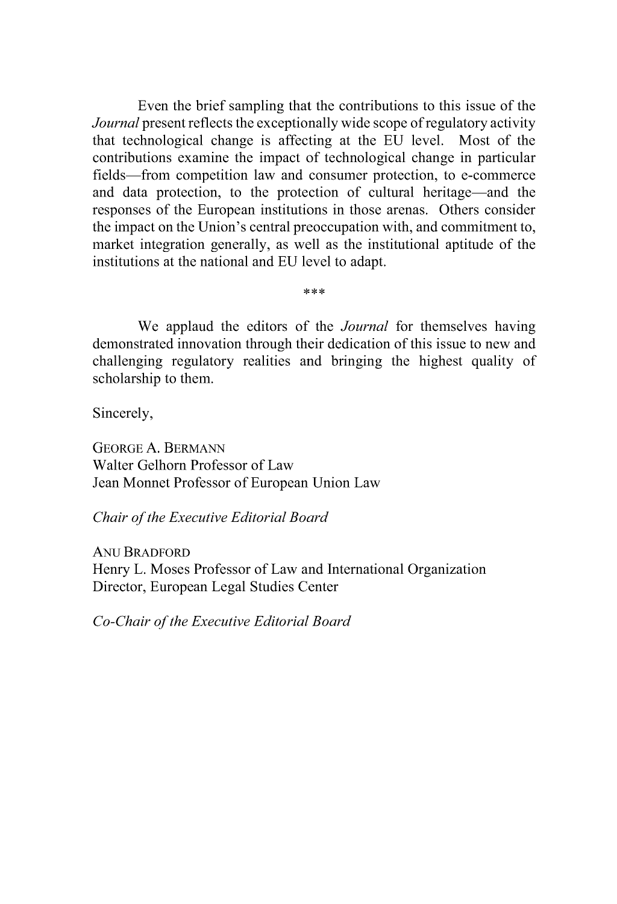Even the brief sampling that the contributions to this issue of the *Journal* present reflects the exceptionally wide scope of regulatory activity that technological change is affecting at the EU level. Most of the contributions examine the impact of technological change in particular fields—from competition law and consumer protection, to e-commerce and data protection, to the protection of cultural heritage—and the responses of the European institutions in those arenas. Others consider the impact on the Union's central preoccupation with, and commitment to, market integration generally, as well as the institutional aptitude of the institutions at the national and EU level to adapt.

***

We applaud the editors of the *Journal* for themselves having demonstrated innovation through their dedication of this issue to new and challenging regulatory realities and bringing the highest quality of scholarship to them.

Sincerely,

GEORGE A. BERMANN
Walter Gelhorn Professor of Law
Jean Monnet Professor of European Union Law

*Chair of the Executive Editorial Board*

ANU BRADFORD
Henry L. Moses Professor of Law and International Organization
Director, European Legal Studies Center

*Co-Chair of the Executive Editorial Board*